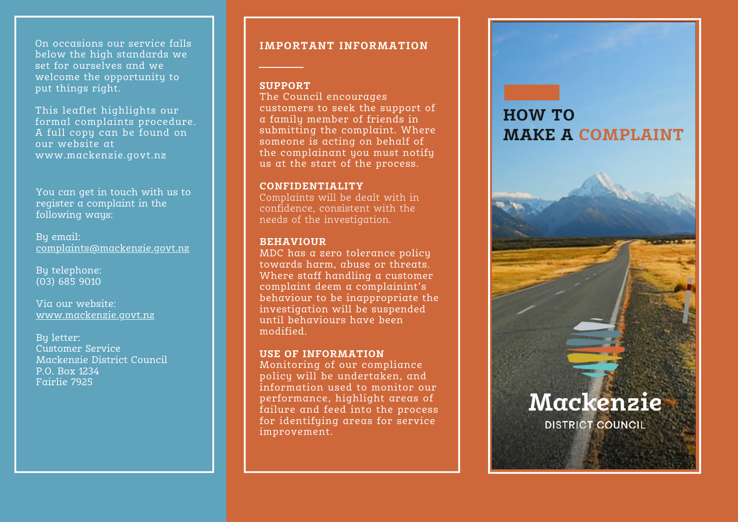On occasions our service falls below the high standards we set for ourselves and we welcome the opportunity to put things right.

This leaflet highlights our formal complaints procedure. A full copy can be found on our website at www.mackenzie.govt.nz

You can get in touch with us to register a complaint in the following ways:

By email:
complaints@mackenzie.govt.nz

By telephone:
(03) 685 9010

Via our website:
www.mackenzie.govt.nz

By letter:
Customer Service
Mackenzie District Council
P.O. Box 1234
Fairlie 7925

## IMPORTANT INFORMATION

### SUPPORT

The Council encourages customers to seek the support of a family member of friends in submitting the complaint. Where someone is acting on behalf of the complainant you must notify us at the start of the process.

### CONFIDENTIALITY

Complaints will be dealt with in confidence, consistent with the needs of the investigation.

### BEHAVIOUR

MDC has a zero tolerance policy towards harm, abuse or threats. Where staff handling a customer complaint deem a complainint's behaviour to be inappropriate the investigation will be suspended until behaviours have been modified.

### USE OF INFORMATION

Monitoring of our compliance policy will be undertaken, and information used to monitor our performance, highlight areas of failure and feed into the process for identifying areas for service improvement.

# HOW TO MAKE A COMPLAINT

Mackenzie
DISTRICT COUNCIL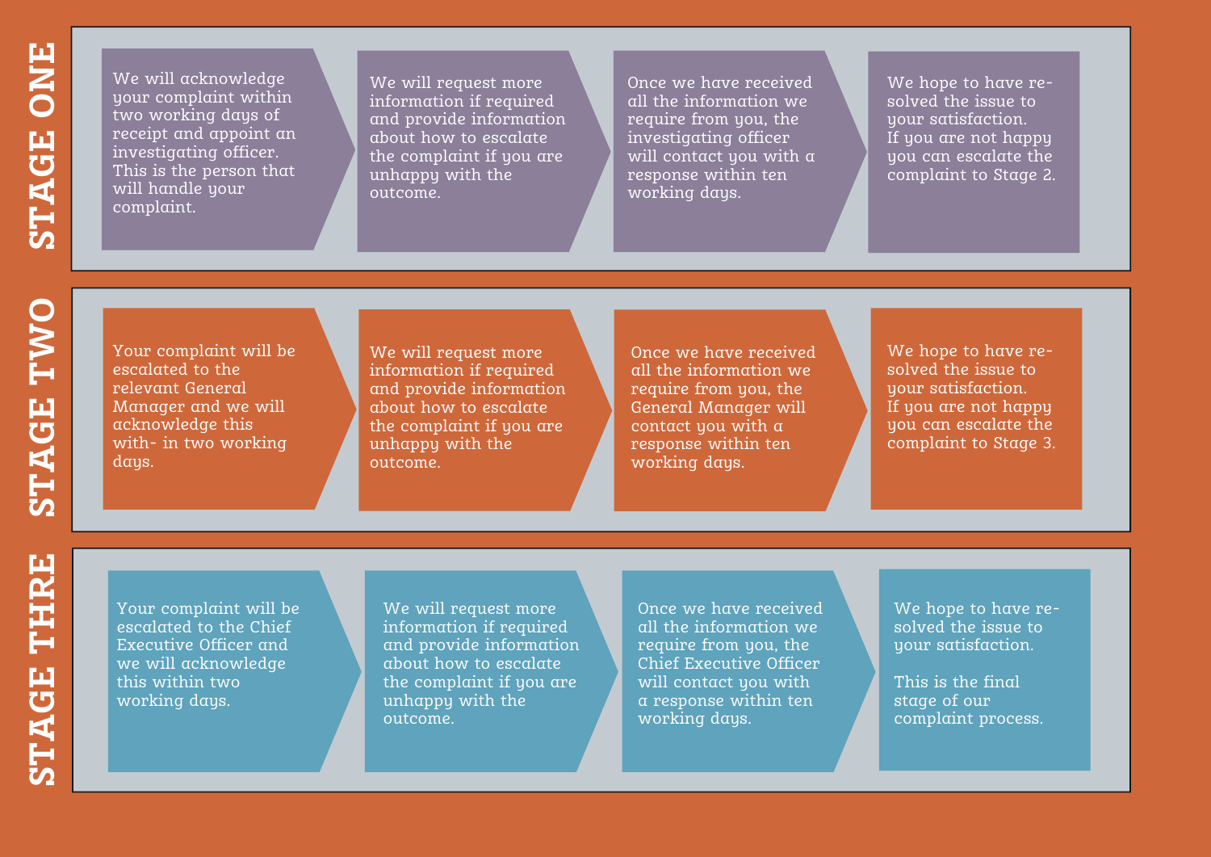## STAGE ONE

1. We will acknowledge your complaint within two working days of receipt and appoint an investigating officer. This is the person that will handle your complaint.
2. We will request more information if required and provide information about how to escalate the complaint if you are unhappy with the outcome.
3. Once we have received all the information we require from you, the investigating officer will contact you with a response within ten working days.
4. We hope to have re-solved the issue to your satisfaction. If you are not happy you can escalate the complaint to Stage 2.

## STAGE TWO

1. Your complaint will be escalated to the relevant General Manager and we will acknowledge this with- in two working days.
2. We will request more information if required and provide information about how to escalate the complaint if you are unhappy with the outcome.
3. Once we have received all the information we require from you, the General Manager will contact you with a response within ten working days.
4. We hope to have re-solved the issue to your satisfaction. If you are not happy you can escalate the complaint to Stage 3.

## STAGE THRE

1. Your complaint will be escalated to the Chief Executive Officer and we will acknowledge this within two working days.
2. We will request more information if required and provide information about how to escalate the complaint if you are unhappy with the outcome.
3. Once we have received all the information we require from you, the Chief Executive Officer will contact you with a response within ten working days.
4. We hope to have re-solved the issue to your satisfaction.

   This is the final stage of our complaint process.